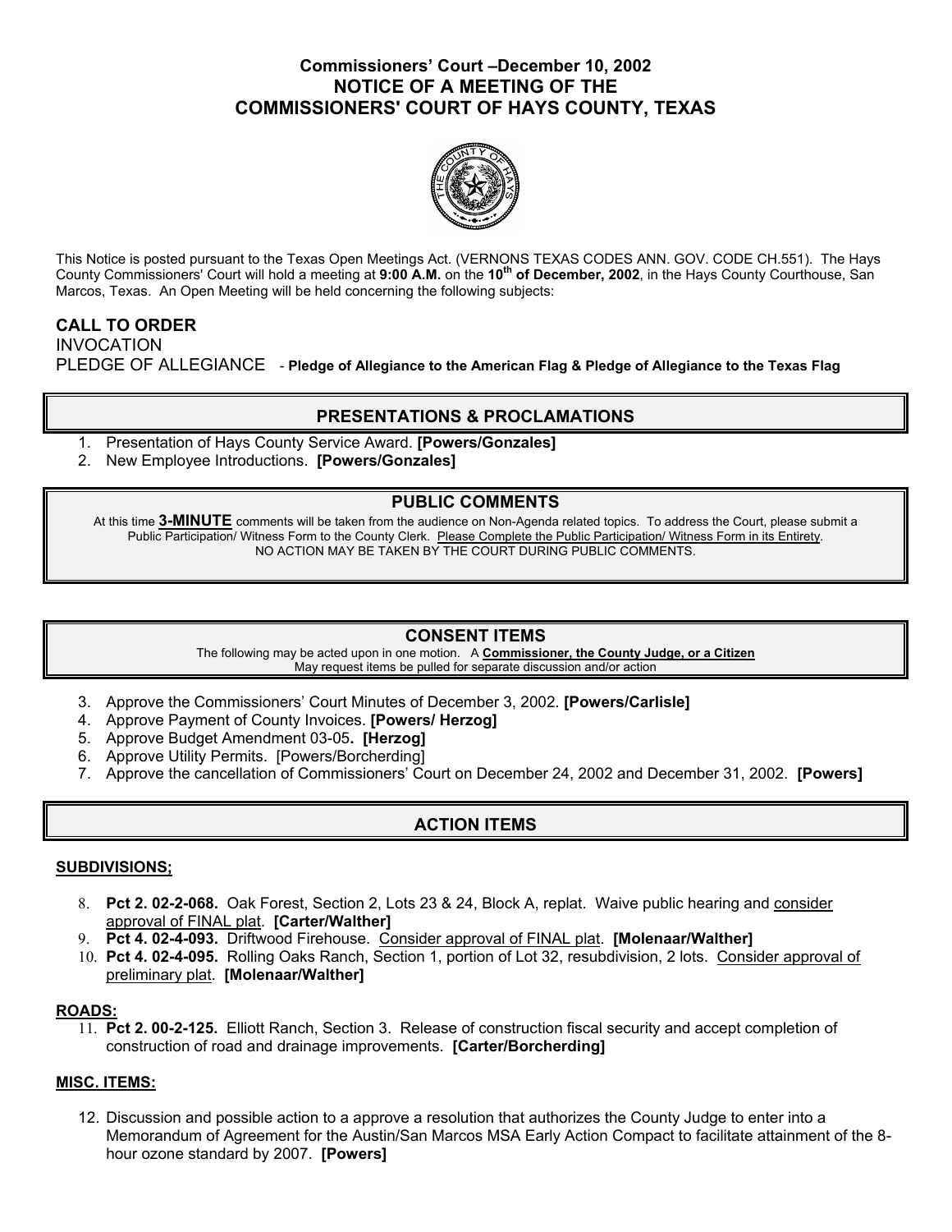**Commissioners' Court –December 10, 2002**
# NOTICE OF A MEETING OF THE COMMISSIONERS' COURT OF HAYS COUNTY, TEXAS

This Notice is posted pursuant to the Texas Open Meetings Act. (VERNONS TEXAS CODES ANN. GOV. CODE CH.551). The Hays County Commissioners' Court will hold a meeting at **9:00 A.M.** on the **10th of December, 2002**, in the Hays County Courthouse, San Marcos, Texas. An Open Meeting will be held concerning the following subjects:

## CALL TO ORDER

INVOCATION

PLEDGE OF ALLEGIANCE - **Pledge of Allegiance to the American Flag & Pledge of Allegiance to the Texas Flag**

## PRESENTATIONS & PROCLAMATIONS

1. Presentation of Hays County Service Award. **[Powers/Gonzales]**
2. New Employee Introductions. **[Powers/Gonzales]**

## PUBLIC COMMENTS

At this time **3-MINUTE** comments will be taken from the audience on Non-Agenda related topics. To address the Court, please submit a Public Participation/ Witness Form to the County Clerk. Please Complete the Public Participation/ Witness Form in its Entirety.
NO ACTION MAY BE TAKEN BY THE COURT DURING PUBLIC COMMENTS.

## CONSENT ITEMS

The following may be acted upon in one motion. A **Commissioner, the County Judge, or a Citizen** May request items be pulled for separate discussion and/or action

3. Approve the Commissioners' Court Minutes of December 3, 2002. **[Powers/Carlisle]**
4. Approve Payment of County Invoices. **[Powers/ Herzog]**
5. Approve Budget Amendment 03-05**. [Herzog]**
6. Approve Utility Permits. [Powers/Borcherding]
7. Approve the cancellation of Commissioners' Court on December 24, 2002 and December 31, 2002. **[Powers]**

## ACTION ITEMS

### SUBDIVISIONS;

8. **Pct 2. 02-2-068.** Oak Forest, Section 2, Lots 23 & 24, Block A, replat. Waive public hearing and consider approval of FINAL plat. **[Carter/Walther]**
9. **Pct 4. 02-4-093.** Driftwood Firehouse. Consider approval of FINAL plat. **[Molenaar/Walther]**
10. **Pct 4. 02-4-095.** Rolling Oaks Ranch, Section 1, portion of Lot 32, resubdivision, 2 lots. Consider approval of preliminary plat. **[Molenaar/Walther]**

### ROADS:

11. **Pct 2. 00-2-125.** Elliott Ranch, Section 3. Release of construction fiscal security and accept completion of construction of road and drainage improvements. **[Carter/Borcherding]**

### MISC. ITEMS:

12. Discussion and possible action to a approve a resolution that authorizes the County Judge to enter into a Memorandum of Agreement for the Austin/San Marcos MSA Early Action Compact to facilitate attainment of the 8-hour ozone standard by 2007. **[Powers]**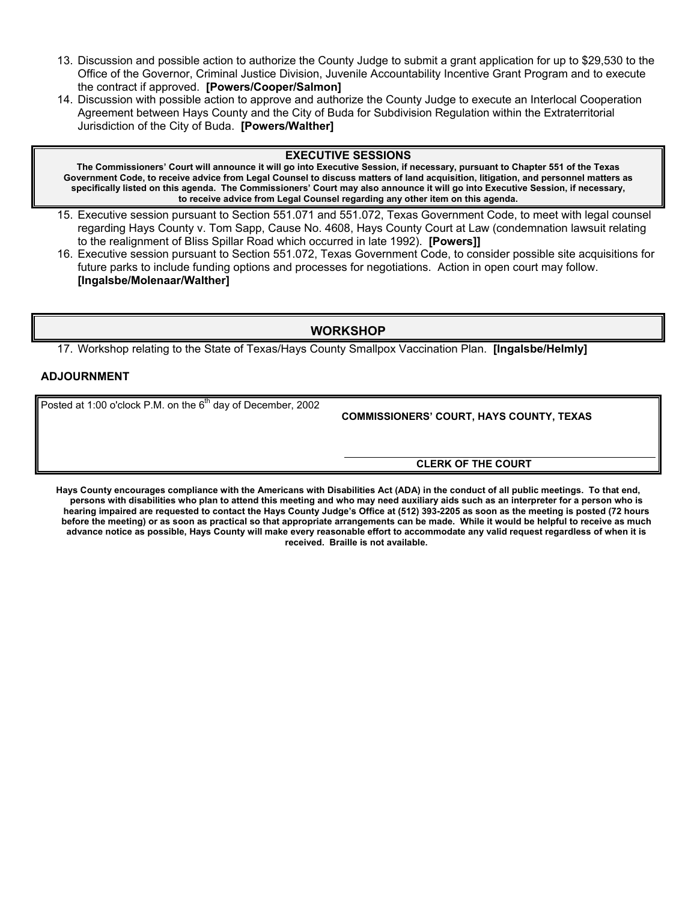13. Discussion and possible action to authorize the County Judge to submit a grant application for up to $29,530 to the Office of the Governor, Criminal Justice Division, Juvenile Accountability Incentive Grant Program and to execute the contract if approved. **[Powers/Cooper/Salmon]**
14. Discussion with possible action to approve and authorize the County Judge to execute an Interlocal Cooperation Agreement between Hays County and the City of Buda for Subdivision Regulation within the Extraterritorial Jurisdiction of the City of Buda. **[Powers/Walther]**

## EXECUTIVE SESSIONS

**The Commissioners' Court will announce it will go into Executive Session, if necessary, pursuant to Chapter 551 of the Texas Government Code, to receive advice from Legal Counsel to discuss matters of land acquisition, litigation, and personnel matters as specifically listed on this agenda. The Commissioners' Court may also announce it will go into Executive Session, if necessary, to receive advice from Legal Counsel regarding any other item on this agenda.**

15. Executive session pursuant to Section 551.071 and 551.072, Texas Government Code, to meet with legal counsel regarding Hays County v. Tom Sapp, Cause No. 4608, Hays County Court at Law (condemnation lawsuit relating to the realignment of Bliss Spillar Road which occurred in late 1992). **[Powers]]**
16. Executive session pursuant to Section 551.072, Texas Government Code, to consider possible site acquisitions for future parks to include funding options and processes for negotiations. Action in open court may follow. **[Ingalsbe/Molenaar/Walther]**

## WORKSHOP

17. Workshop relating to the State of Texas/Hays County Smallpox Vaccination Plan. **[Ingalsbe/Helmly]**

**ADJOURNMENT**

Posted at 1:00 o'clock P.M. on the 6th day of December, 2002

**COMMISSIONERS' COURT, HAYS COUNTY, TEXAS**

**CLERK OF THE COURT**

**Hays County encourages compliance with the Americans with Disabilities Act (ADA) in the conduct of all public meetings. To that end, persons with disabilities who plan to attend this meeting and who may need auxiliary aids such as an interpreter for a person who is hearing impaired are requested to contact the Hays County Judge's Office at (512) 393-2205 as soon as the meeting is posted (72 hours before the meeting) or as soon as practical so that appropriate arrangements can be made. While it would be helpful to receive as much advance notice as possible, Hays County will make every reasonable effort to accommodate any valid request regardless of when it is received. Braille is not available.**